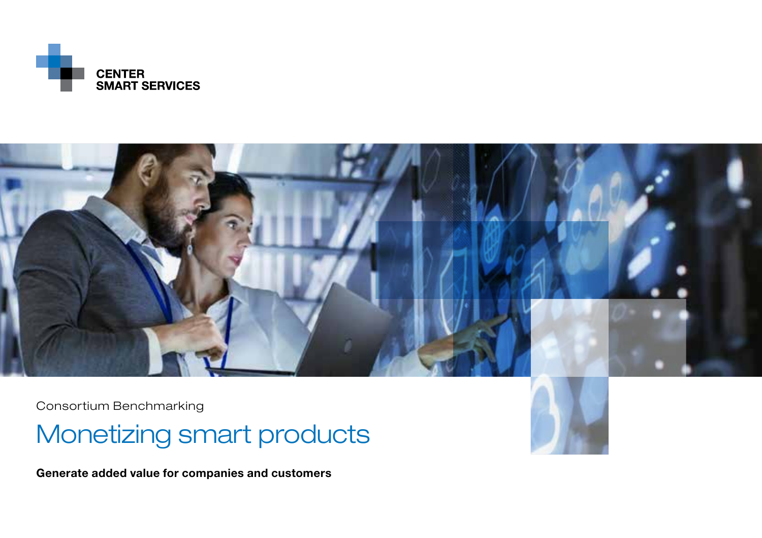CENTER
SMART SERVICES

Consortium Benchmarking

# Monetizing smart products

**Generate added value for companies and customers**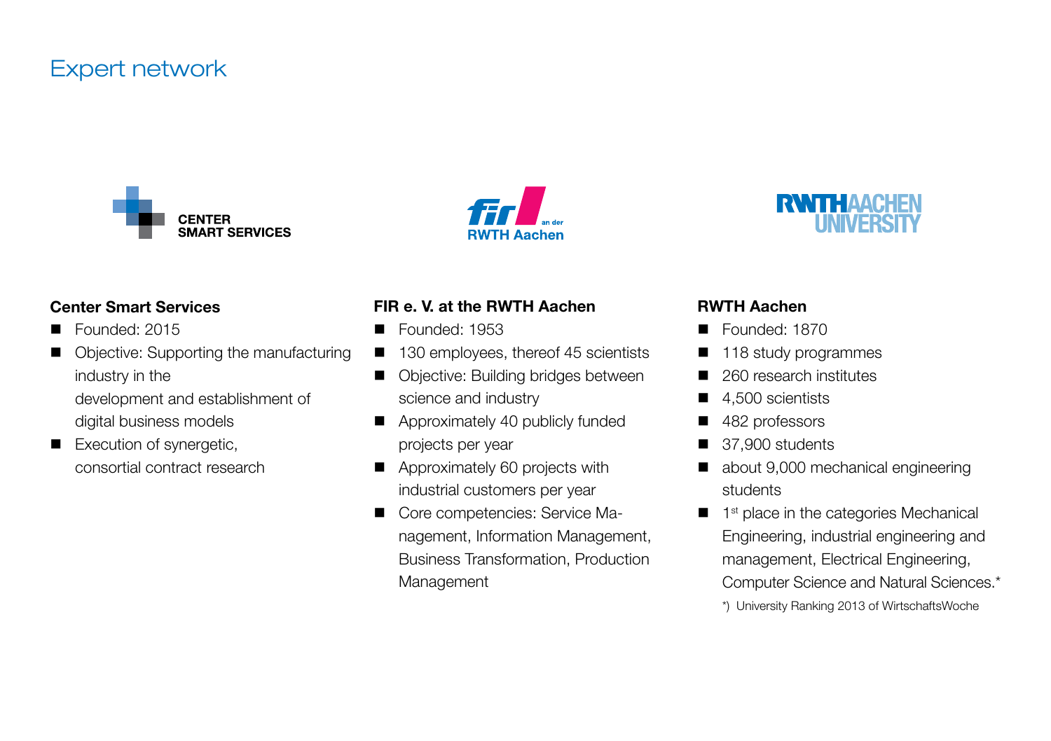# Expert network

### Center Smart Services

- Founded: 2015
- Objective: Supporting the manufacturing industry in the development and establishment of digital business models
- Execution of synergetic, consortial contract research

### FIR e. V. at the RWTH Aachen

- Founded: 1953
- 130 employees, thereof 45 scientists
- Objective: Building bridges between science and industry
- Approximately 40 publicly funded projects per year
- Approximately 60 projects with industrial customers per year
- Core competencies: Service Management, Information Management, Business Transformation, Production Management

### RWTH Aachen

- Founded: 1870
- 118 study programmes
- 260 research institutes
- 4,500 scientists
- 482 professors
- 37,900 students
- about 9,000 mechanical engineering students
- 1st place in the categories Mechanical Engineering, industrial engineering and management, Electrical Engineering, Computer Science and Natural Sciences.*

*) University Ranking 2013 of WirtschaftsWoche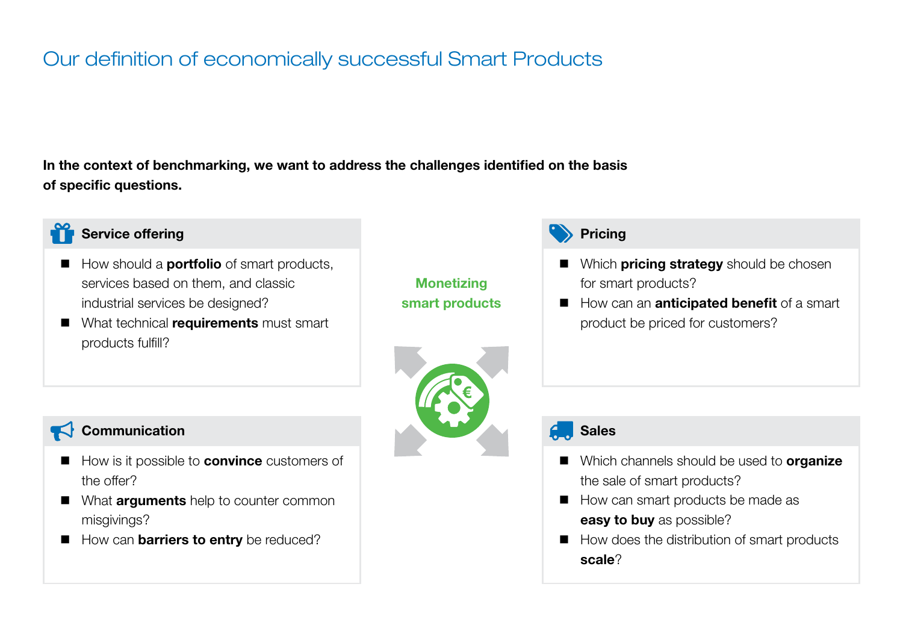# Our definition of economically successful Smart Products

**In the context of benchmarking, we want to address the challenges identified on the basis of specific questions.**

**Monetizing smart products**

### Service offering

- How should a **portfolio** of smart products, services based on them, and classic industrial services be designed?
- What technical **requirements** must smart products fulfill?

### Pricing

- Which **pricing strategy** should be chosen for smart products?
- How can an **anticipated benefit** of a smart product be priced for customers?

### Communication

- How is it possible to **convince** customers of the offer?
- What **arguments** help to counter common misgivings?
- How can **barriers to entry** be reduced?

### Sales

- Which channels should be used to **organize** the sale of smart products?
- How can smart products be made as **easy to buy** as possible?
- How does the distribution of smart products **scale**?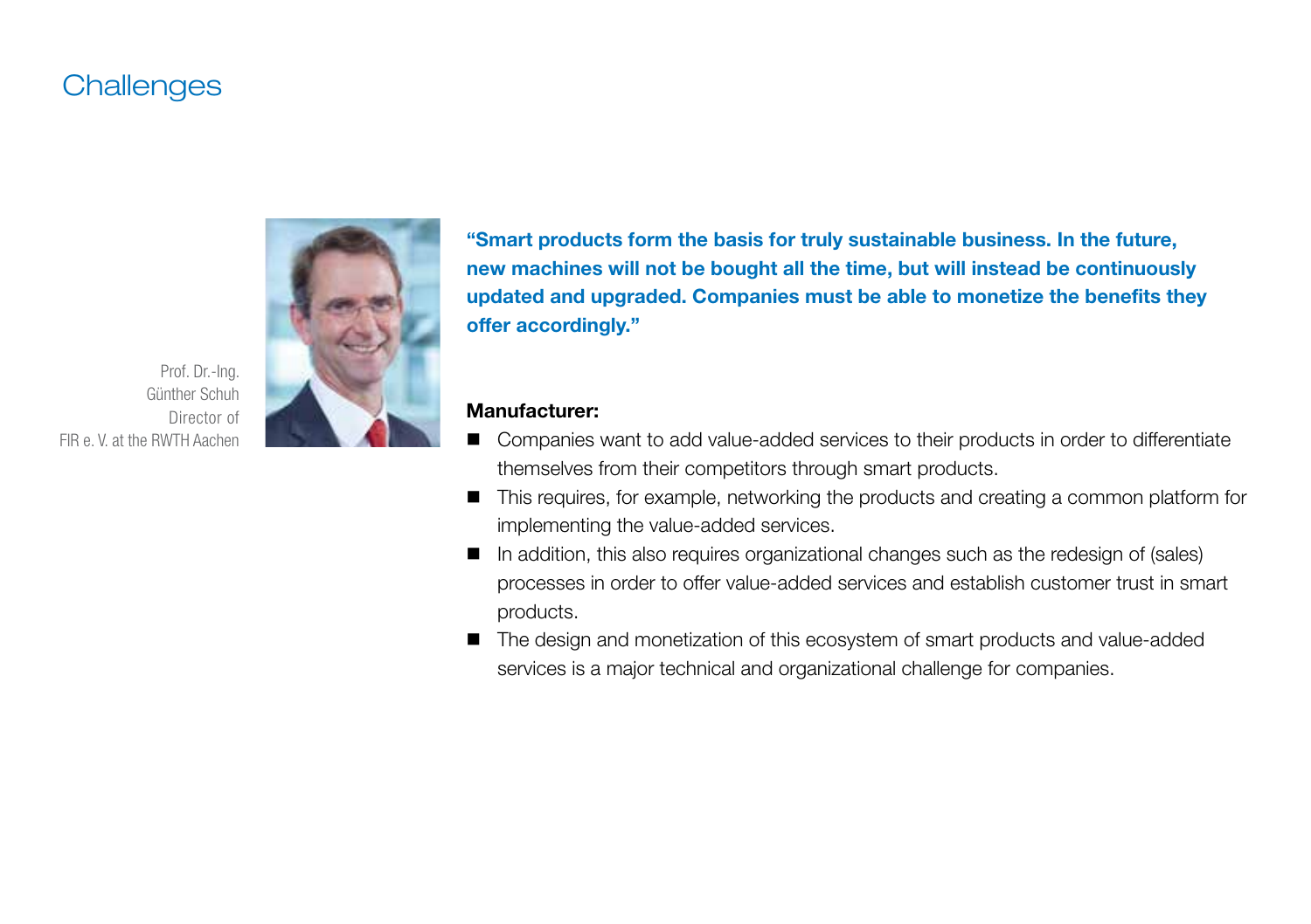# Challenges

Prof. Dr.-Ing.
Günther Schuh
Director of
FIR e. V. at the RWTH Aachen

**"Smart products form the basis for truly sustainable business. In the future, new machines will not be bought all the time, but will instead be continuously updated and upgraded. Companies must be able to monetize the benefits they offer accordingly."**

**Manufacturer:**

- Companies want to add value-added services to their products in order to differentiate themselves from their competitors through smart products.
- This requires, for example, networking the products and creating a common platform for implementing the value-added services.
- In addition, this also requires organizational changes such as the redesign of (sales) processes in order to offer value-added services and establish customer trust in smart products.
- The design and monetization of this ecosystem of smart products and value-added services is a major technical and organizational challenge for companies.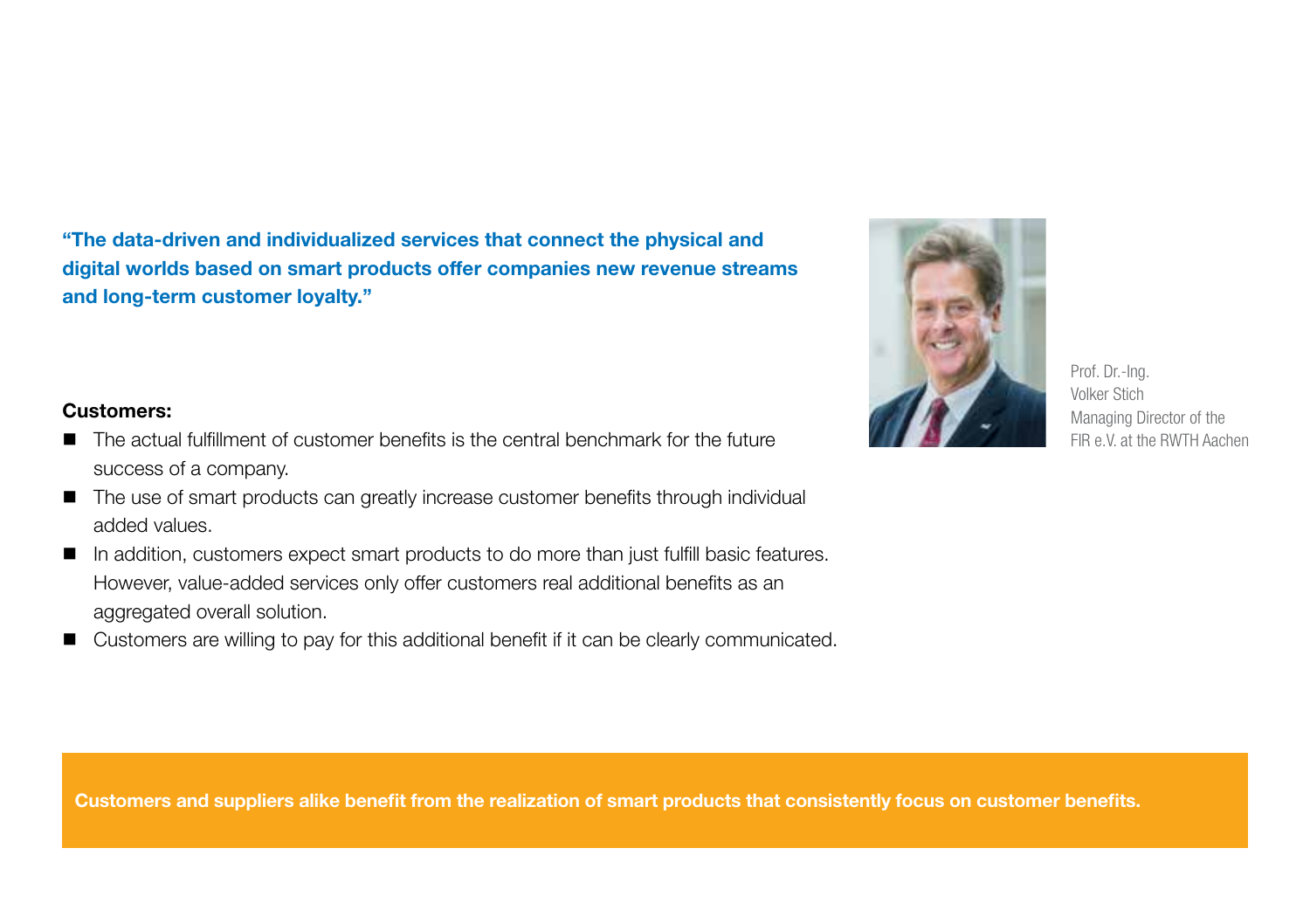**"The data-driven and individualized services that connect the physical and digital worlds based on smart products offer companies new revenue streams and long-term customer loyalty."**

Prof. Dr.-Ing.
Volker Stich
Managing Director of the FIR e.V. at the RWTH Aachen

**Customers:**

- The actual fulfillment of customer benefits is the central benchmark for the future success of a company.
- The use of smart products can greatly increase customer benefits through individual added values.
- In addition, customers expect smart products to do more than just fulfill basic features. However, value-added services only offer customers real additional benefits as an aggregated overall solution.
- Customers are willing to pay for this additional benefit if it can be clearly communicated.

**Customers and suppliers alike benefit from the realization of smart products that consistently focus on customer benefits.**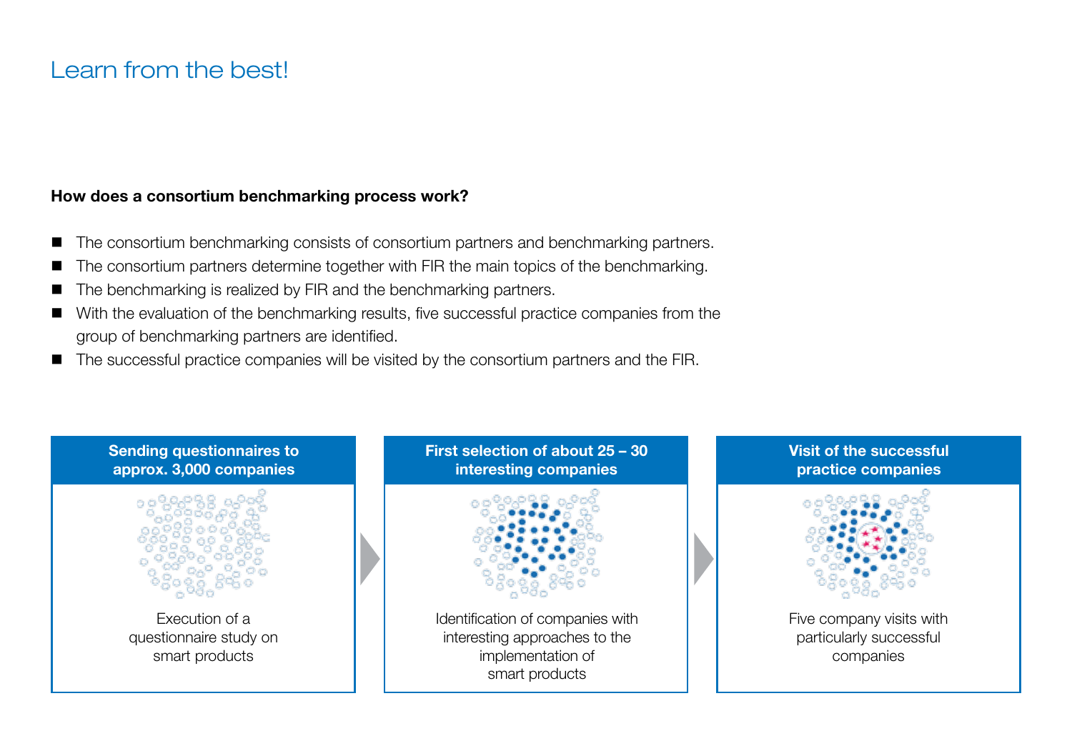# Learn from the best!

**How does a consortium benchmarking process work?**

- The consortium benchmarking consists of consortium partners and benchmarking partners.
- The consortium partners determine together with FIR the main topics of the benchmarking.
- The benchmarking is realized by FIR and the benchmarking partners.
- With the evaluation of the benchmarking results, five successful practice companies from the group of benchmarking partners are identified.
- The successful practice companies will be visited by the consortium partners and the FIR.

**Sending questionnaires to approx. 3,000 companies**

Execution of a questionnaire study on smart products

**First selection of about 25 – 30 interesting companies**

Identification of companies with interesting approaches to the implementation of smart products

**Visit of the successful practice companies**

Five company visits with particularly successful companies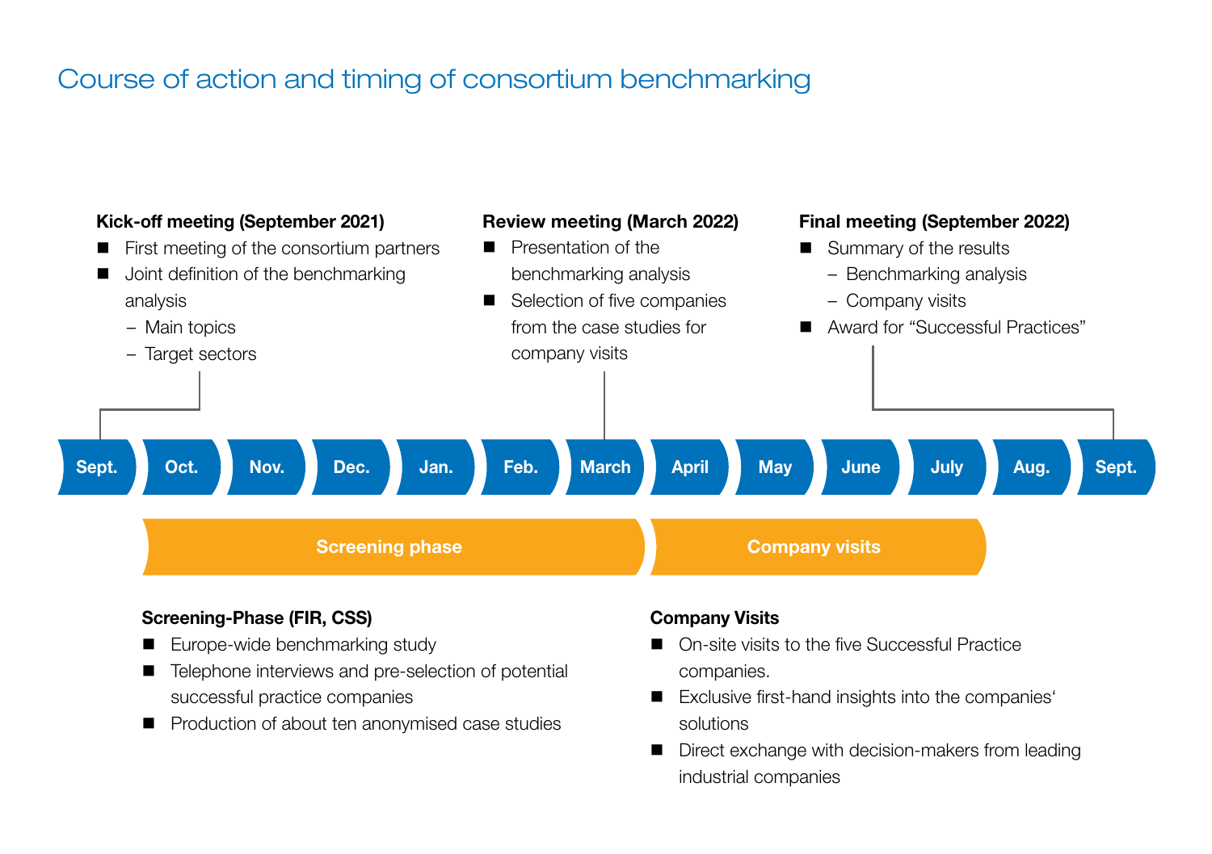# Course of action and timing of consortium benchmarking

**Kick-off meeting (September 2021)**

- First meeting of the consortium partners
- Joint definition of the benchmarking analysis
  - Main topics
  - Target sectors

**Review meeting (March 2022)**

- Presentation of the benchmarking analysis
- Selection of five companies from the case studies for company visits

**Final meeting (September 2022)**

- Summary of the results
  - Benchmarking analysis
  - Company visits
- Award for "Successful Practices"

Sept. | Oct. | Nov. | Dec. | Jan. | Feb. | March | April | May | June | July | Aug. | Sept.

Screening phase | Company visits

**Screening-Phase (FIR, CSS)**

- Europe-wide benchmarking study
- Telephone interviews and pre-selection of potential successful practice companies
- Production of about ten anonymised case studies

**Company Visits**

- On-site visits to the five Successful Practice companies.
- Exclusive first-hand insights into the companies' solutions
- Direct exchange with decision-makers from leading industrial companies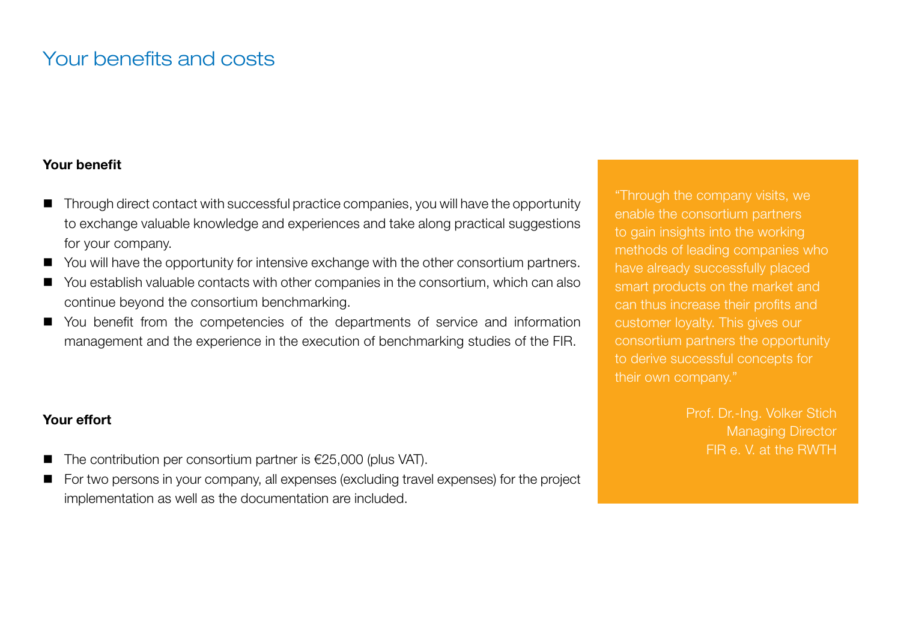# Your benefits and costs

**Your benefit**

- Through direct contact with successful practice companies, you will have the opportunity to exchange valuable knowledge and experiences and take along practical suggestions for your company.
- You will have the opportunity for intensive exchange with the other consortium partners.
- You establish valuable contacts with other companies in the consortium, which can also continue beyond the consortium benchmarking.
- You benefit from the competencies of the departments of service and information management and the experience in the execution of benchmarking studies of the FIR.

**Your effort**

- The contribution per consortium partner is €25,000 (plus VAT).
- For two persons in your company, all expenses (excluding travel expenses) for the project implementation as well as the documentation are included.

> “Through the company visits, we enable the consortium partners to gain insights into the working methods of leading companies who have already successfully placed smart products on the market and can thus increase their profits and customer loyalty. This gives our consortium partners the opportunity to derive successful concepts for their own company.”
>
> Prof. Dr.-Ing. Volker Stich
> Managing Director
> FIR e. V. at the RWTH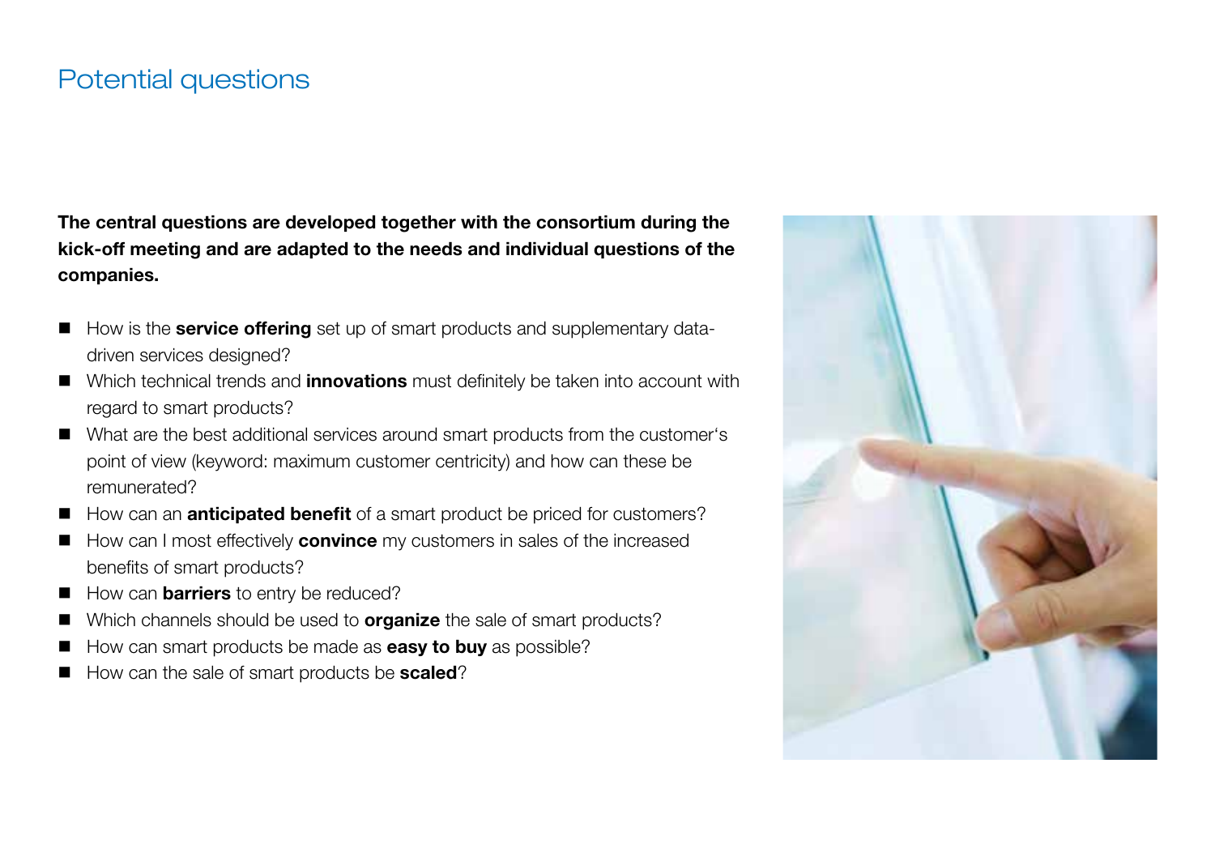# Potential questions

**The central questions are developed together with the consortium during the kick-off meeting and are adapted to the needs and individual questions of the companies.**

- How is the **service offering** set up of smart products and supplementary data-driven services designed?
- Which technical trends and **innovations** must definitely be taken into account with regard to smart products?
- What are the best additional services around smart products from the customer's point of view (keyword: maximum customer centricity) and how can these be remunerated?
- How can an **anticipated benefit** of a smart product be priced for customers?
- How can I most effectively **convince** my customers in sales of the increased benefits of smart products?
- How can **barriers** to entry be reduced?
- Which channels should be used to **organize** the sale of smart products?
- How can smart products be made as **easy to buy** as possible?
- How can the sale of smart products be **scaled**?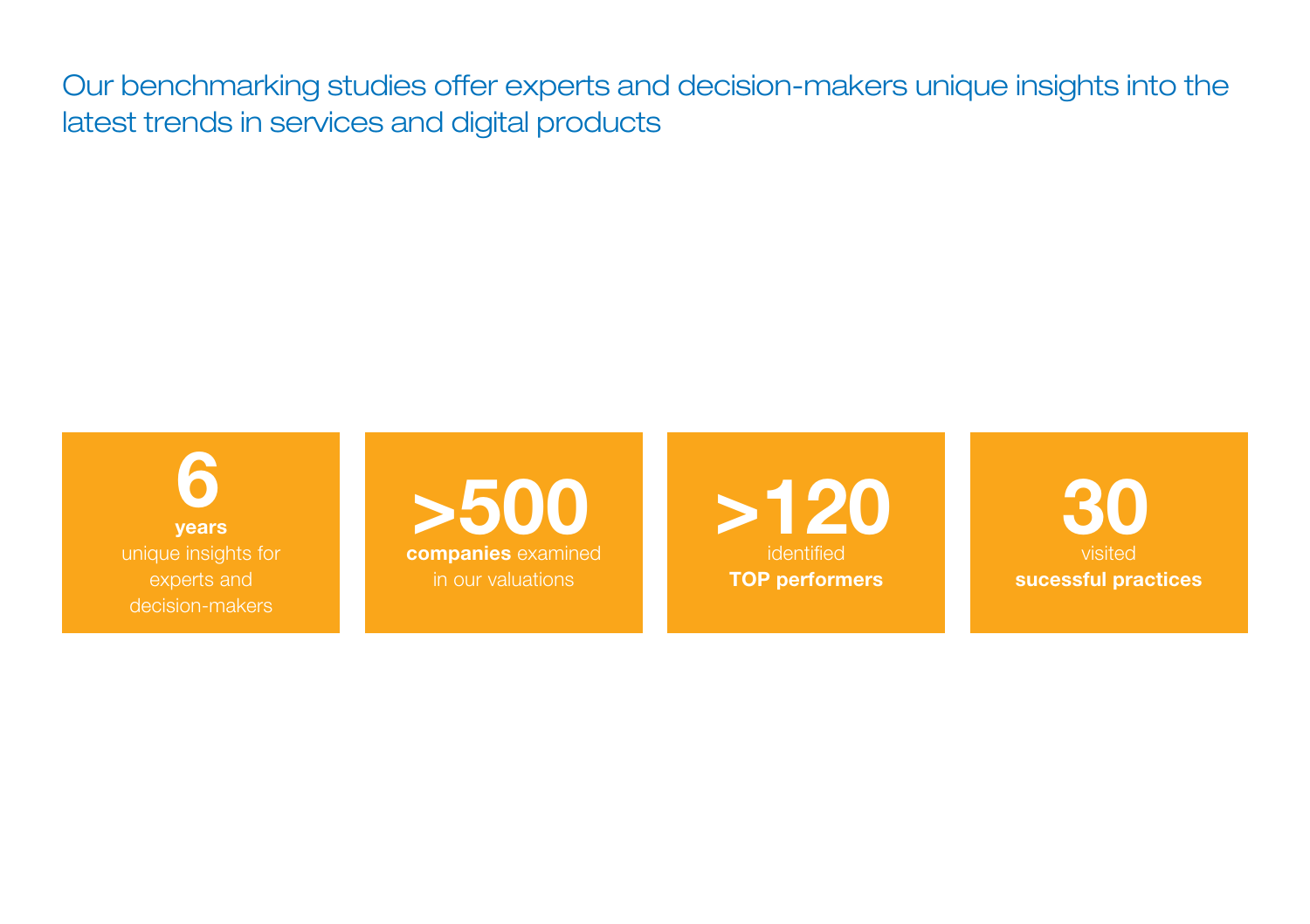## Our benchmarking studies offer experts and decision-makers unique insights into the latest trends in services and digital products

**6**
**years**
unique insights for experts and decision-makers

**>500**
**companies** examined in our valuations

**>120**
identified
**TOP performers**

**30**
visited
**sucessful practices**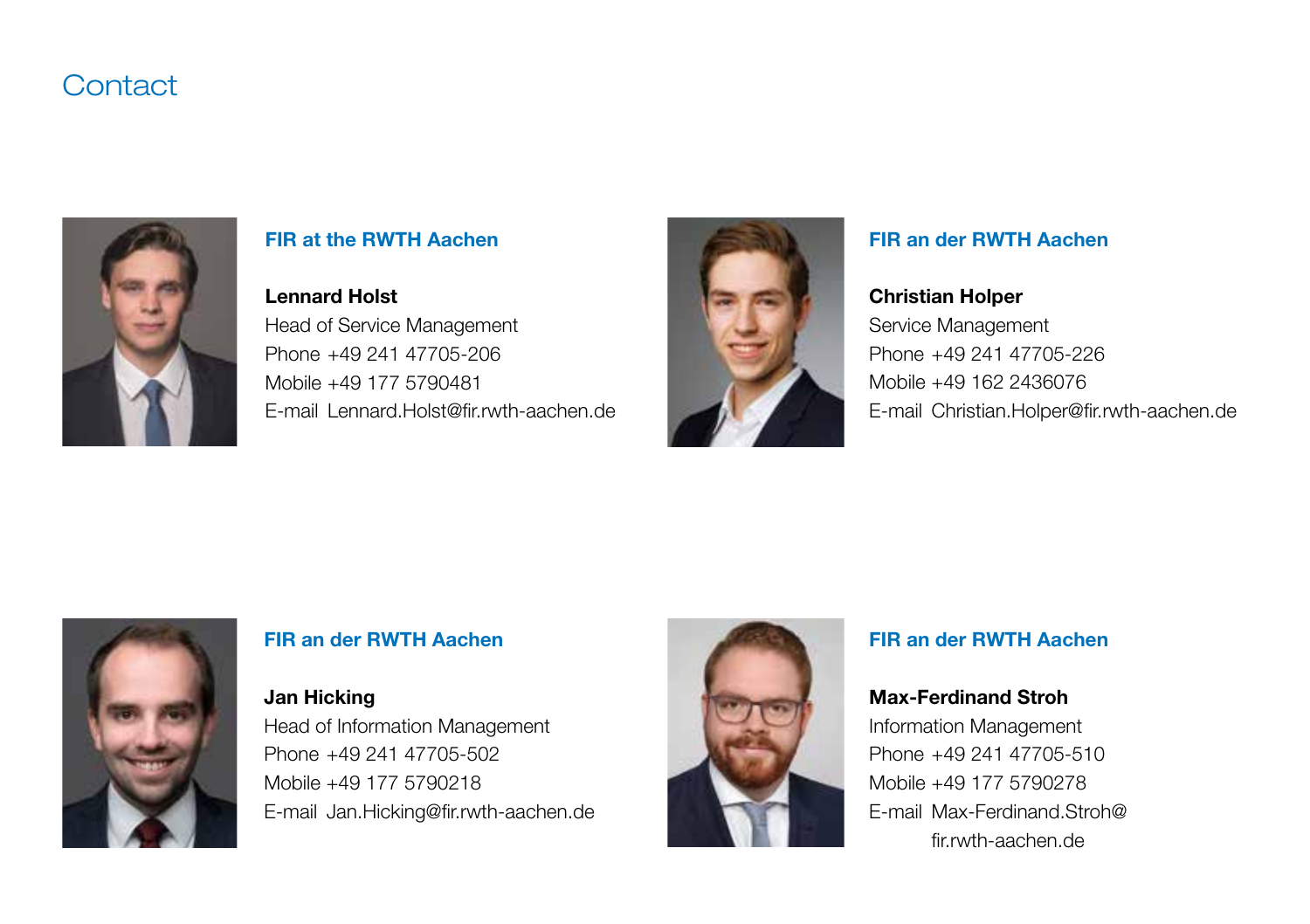# Contact

**FIR at the RWTH Aachen**

**Lennard Holst**
Head of Service Management
Phone +49 241 47705-206
Mobile +49 177 5790481
E-mail Lennard.Holst@fir.rwth-aachen.de

**FIR an der RWTH Aachen**

**Christian Holper**
Service Management
Phone +49 241 47705-226
Mobile +49 162 2436076
E-mail Christian.Holper@fir.rwth-aachen.de

**FIR an der RWTH Aachen**

**Jan Hicking**
Head of Information Management
Phone +49 241 47705-502
Mobile +49 177 5790218
E-mail Jan.Hicking@fir.rwth-aachen.de

**FIR an der RWTH Aachen**

**Max-Ferdinand Stroh**
Information Management
Phone +49 241 47705-510
Mobile +49 177 5790278
E-mail Max-Ferdinand.Stroh@fir.rwth-aachen.de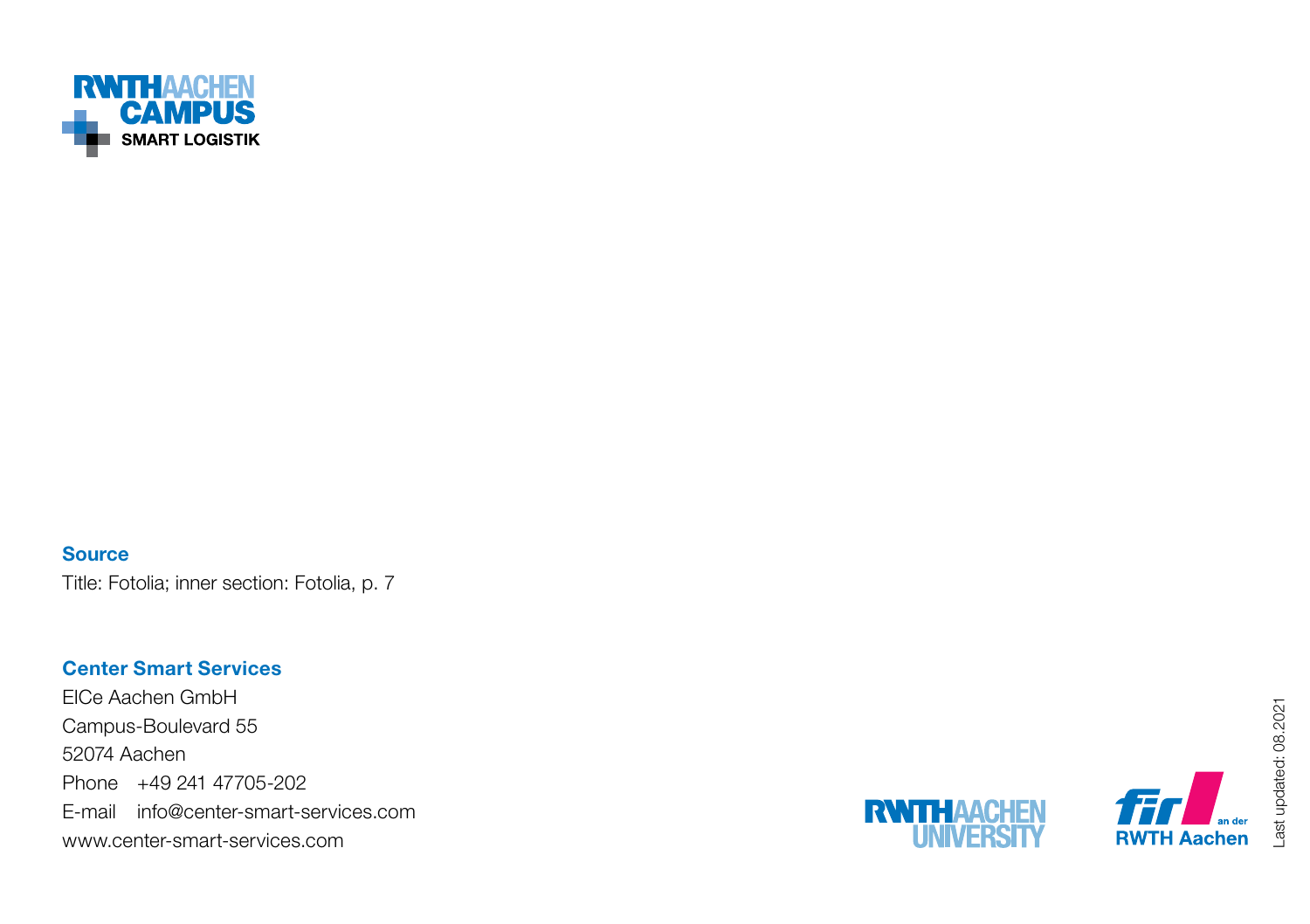RWTHAACHEN CAMPUS
SMART LOGISTIK

**Source**

Title: Fotolia; inner section: Fotolia, p. 7

**Center Smart Services**

ElCe Aachen GmbH
Campus-Boulevard 55
52074 Aachen
Phone +49 241 47705-202
E-mail info@center-smart-services.com
www.center-smart-services.com

RWTHAACHEN UNIVERSITY

fir an der RWTH Aachen

Last updated: 08.2021